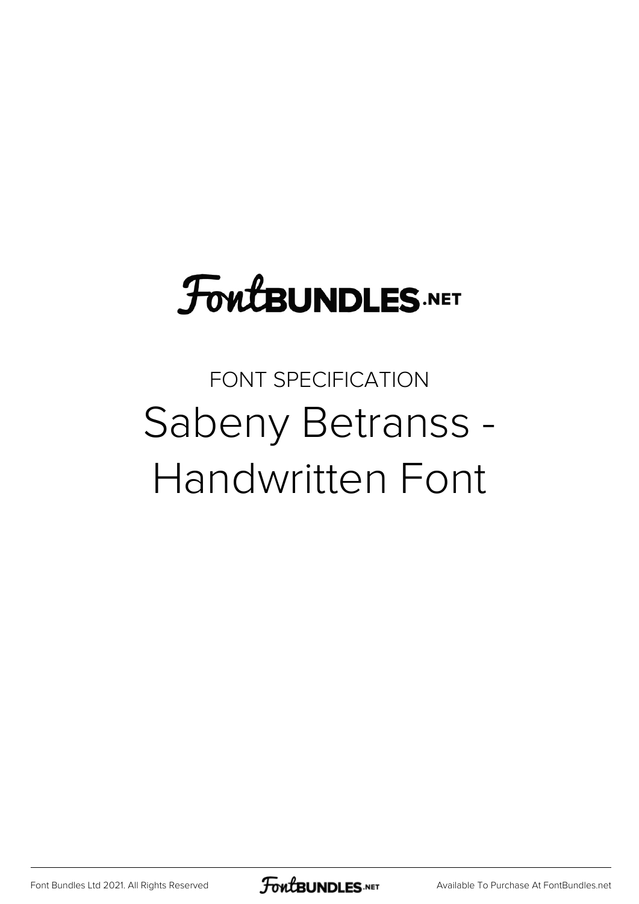FONT SPECIFICATION

# Sabeny Betranss - Handwritten Font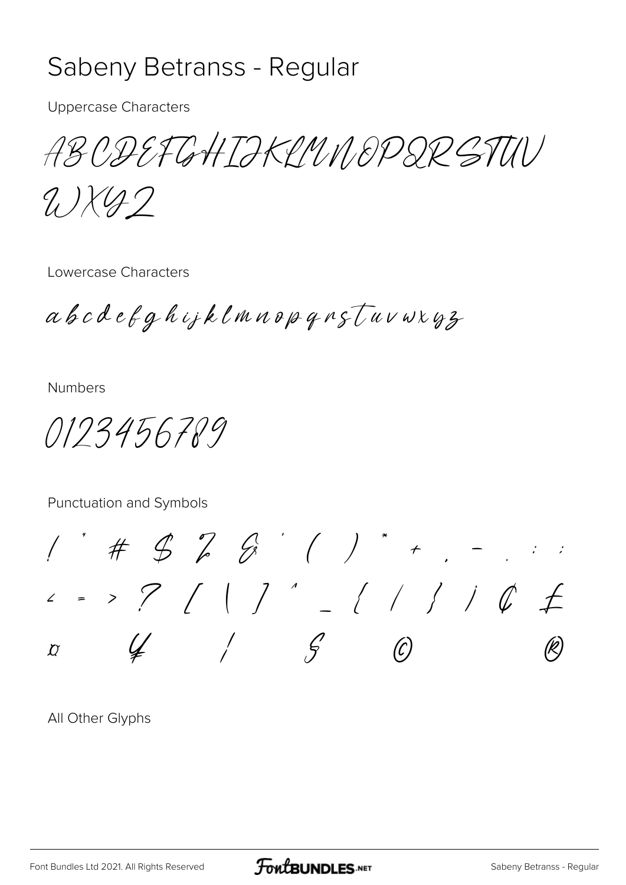# Sabeny Betranss - Regular

Uppercase Characters

ABCDEFGHIJKLMNOPQRSTUV
WXYZ

Lowercase Characters

abcdefghijklmnopqrstuvwxyz

Numbers

0123456789

Punctuation and Symbols

! " # $ % & ' ( ) * + , - . / : ;
< = > ? [ \ ] ^ _ { | } ¡ ¢ £
¤ ¥ ¦ § © ®

All Other Glyphs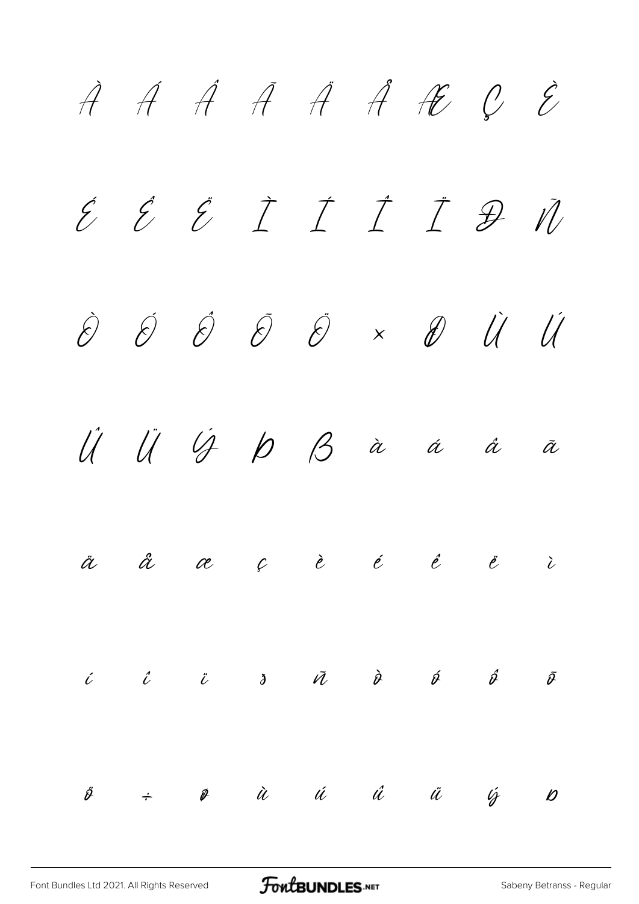À Á Â Ã Ä Å Æ Ç È

É Ê Ë Ì Í Î Ï Ð Ñ

Ò Ó Ô Õ Ö × Ø Ù Ú

Û Ü Ý Þ ß à á â ã

ä å æ ç è é ê ë ì

í î ï ð ñ ò ó ô õ

ö ÷ ø ù ú û ü ý þ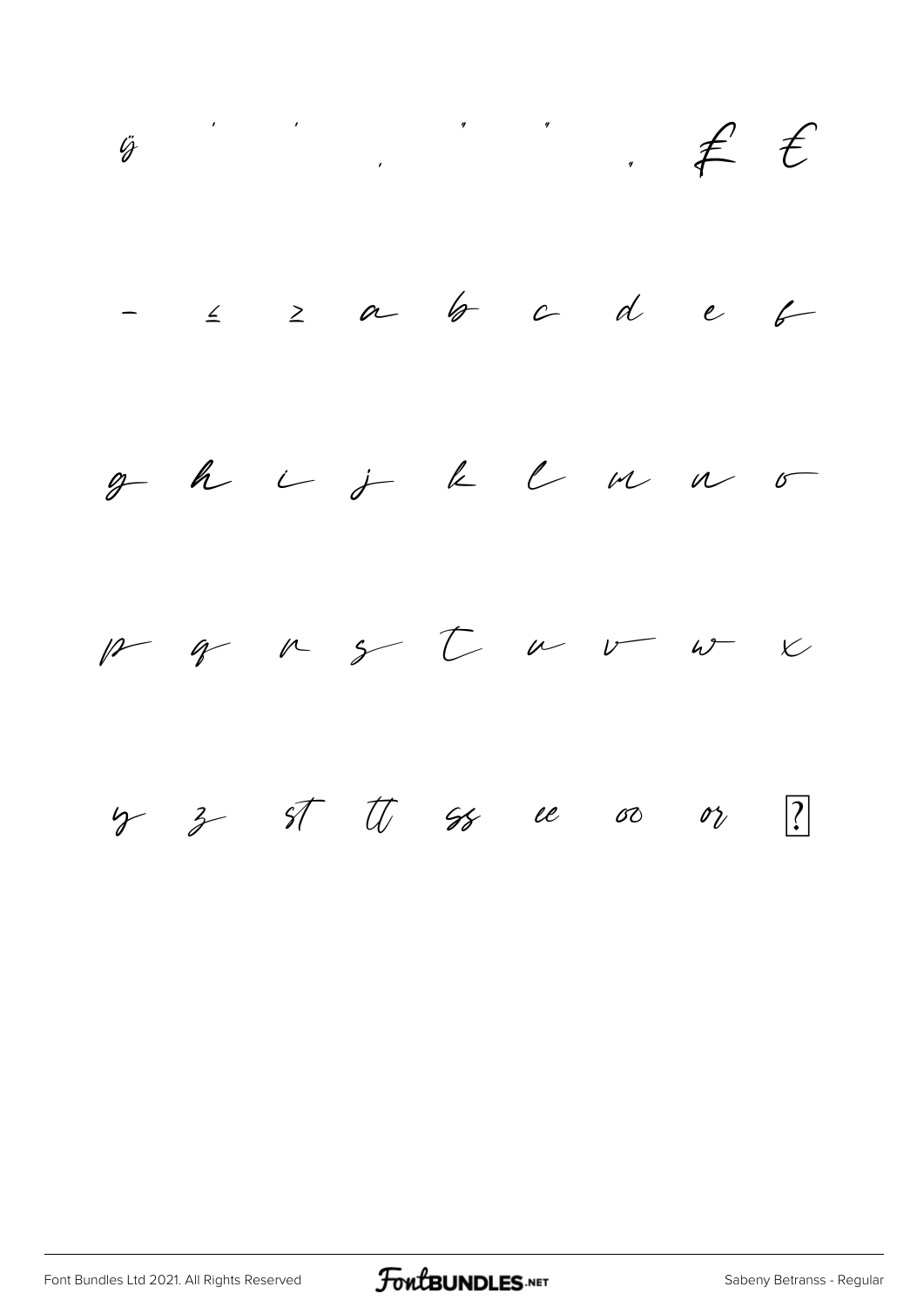ÿ ' ' ‚ " " „ £ €

– ≤ ≥ a b c d e f

g h i j k l m n o

p q r s t u v w x

y z st tt ss ee oo or ?